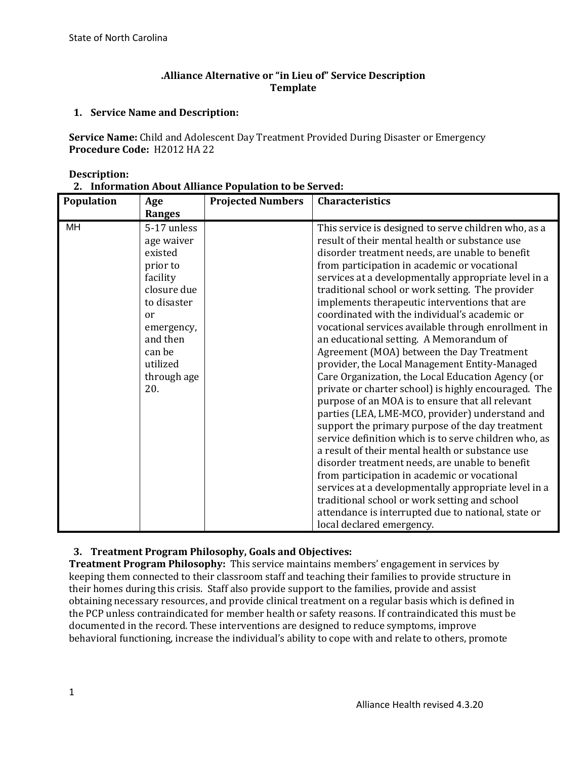State of North Carolina

# .Alliance Alternative or "in Lieu of" Service Description Template

## 1. Service Name and Description:

**Service Name:** Child and Adolescent Day Treatment Provided During Disaster or Emergency
**Procedure Code:** H2012 HA 22

**Description:**

## 2. Information About Alliance Population to be Served:

| Population | Age Ranges | Projected Numbers | Characteristics |
|---|---|---|---|
| MH | 5-17 unless age waiver existed prior to facility closure due to disaster or emergency, and then can be utilized through age 20. | | This service is designed to serve children who, as a result of their mental health or substance use disorder treatment needs, are unable to benefit from participation in academic or vocational services at a developmentally appropriate level in a traditional school or work setting. The provider implements therapeutic interventions that are coordinated with the individual's academic or vocational services available through enrollment in an educational setting. A Memorandum of Agreement (MOA) between the Day Treatment provider, the Local Management Entity-Managed Care Organization, the Local Education Agency (or private or charter school) is highly encouraged. The purpose of an MOA is to ensure that all relevant parties (LEA, LME-MCO, provider) understand and support the primary purpose of the day treatment service definition which is to serve children who, as a result of their mental health or substance use disorder treatment needs, are unable to benefit from participation in academic or vocational services at a developmentally appropriate level in a traditional school or work setting and school attendance is interrupted due to national, state or local declared emergency. |

## 3. Treatment Program Philosophy, Goals and Objectives:

**Treatment Program Philosophy:** This service maintains members' engagement in services by keeping them connected to their classroom staff and teaching their families to provide structure in their homes during this crisis. Staff also provide support to the families, provide and assist obtaining necessary resources, and provide clinical treatment on a regular basis which is defined in the PCP unless contraindicated for member health or safety reasons. If contraindicated this must be documented in the record. These interventions are designed to reduce symptoms, improve behavioral functioning, increase the individual's ability to cope with and relate to others, promote

Alliance Health revised 4.3.20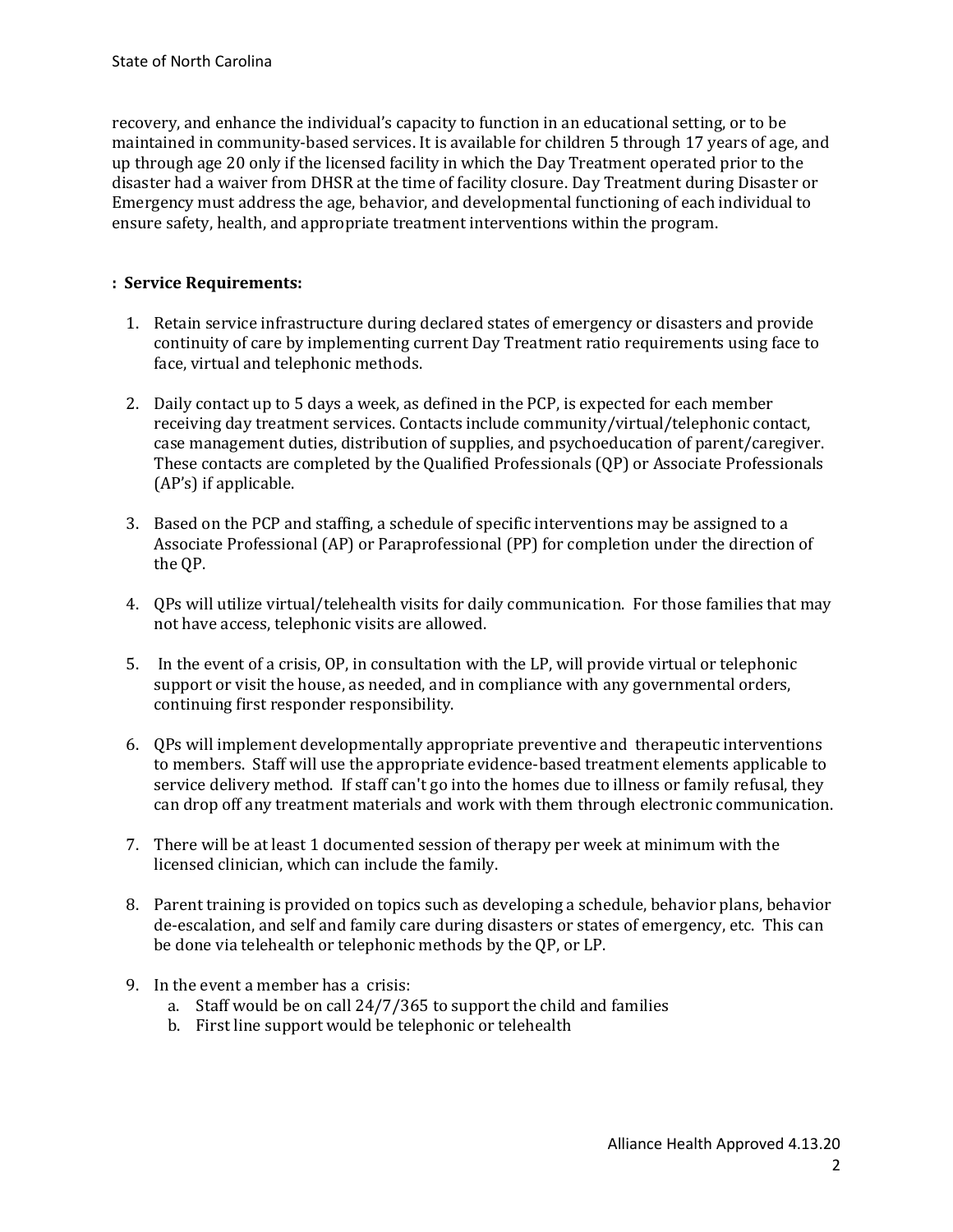recovery, and enhance the individual's capacity to function in an educational setting, or to be maintained in community-based services. It is available for children 5 through 17 years of age, and up through age 20 only if the licensed facility in which the Day Treatment operated prior to the disaster had a waiver from DHSR at the time of facility closure. Day Treatment during Disaster or Emergency must address the age, behavior, and developmental functioning of each individual to ensure safety, health, and appropriate treatment interventions within the program.

**: Service Requirements:**

1. Retain service infrastructure during declared states of emergency or disasters and provide continuity of care by implementing current Day Treatment ratio requirements using face to face, virtual and telephonic methods.

2. Daily contact up to 5 days a week, as defined in the PCP, is expected for each member receiving day treatment services. Contacts include community/virtual/telephonic contact, case management duties, distribution of supplies, and psychoeducation of parent/caregiver. These contacts are completed by the Qualified Professionals (QP) or Associate Professionals (AP's) if applicable.

3. Based on the PCP and staffing, a schedule of specific interventions may be assigned to a Associate Professional (AP) or Paraprofessional (PP) for completion under the direction of the QP.

4. QPs will utilize virtual/telehealth visits for daily communication. For those families that may not have access, telephonic visits are allowed.

5. In the event of a crisis, OP, in consultation with the LP, will provide virtual or telephonic support or visit the house, as needed, and in compliance with any governmental orders, continuing first responder responsibility.

6. QPs will implement developmentally appropriate preventive and therapeutic interventions to members. Staff will use the appropriate evidence-based treatment elements applicable to service delivery method. If staff can't go into the homes due to illness or family refusal, they can drop off any treatment materials and work with them through electronic communication.

7. There will be at least 1 documented session of therapy per week at minimum with the licensed clinician, which can include the family.

8. Parent training is provided on topics such as developing a schedule, behavior plans, behavior de-escalation, and self and family care during disasters or states of emergency, etc. This can be done via telehealth or telephonic methods by the QP, or LP.

9. In the event a member has a crisis:
   a. Staff would be on call 24/7/365 to support the child and families
   b. First line support would be telephonic or telehealth

Alliance Health Approved 4.13.20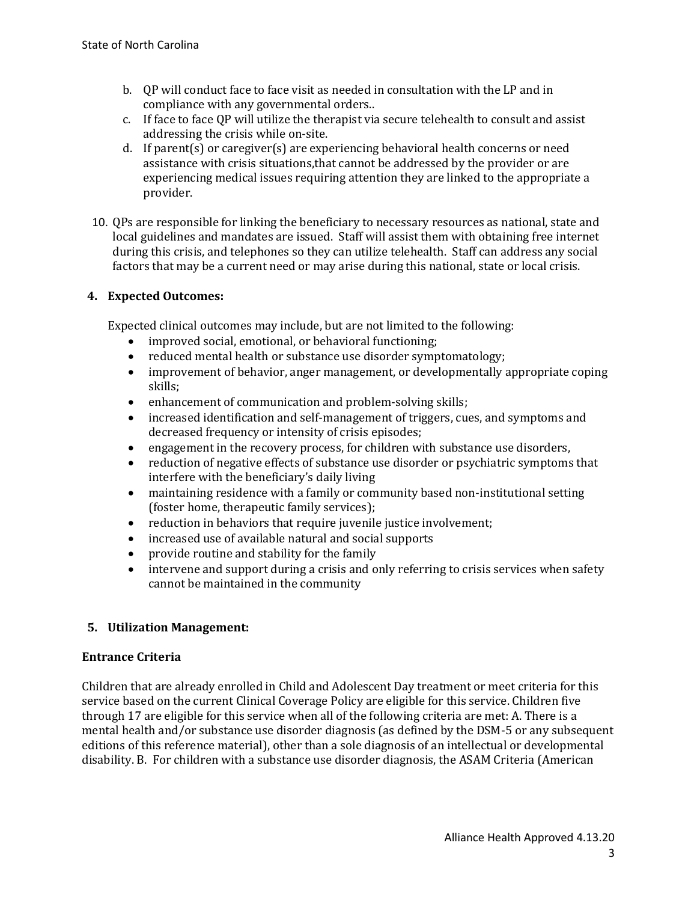b. QP will conduct face to face visit as needed in consultation with the LP and in compliance with any governmental orders..
c. If face to face QP will utilize the therapist via secure telehealth to consult and assist addressing the crisis while on-site.
d. If parent(s) or caregiver(s) are experiencing behavioral health concerns or need assistance with crisis situations,that cannot be addressed by the provider or are experiencing medical issues requiring attention they are linked to the appropriate a provider.

10. QPs are responsible for linking the beneficiary to necessary resources as national, state and local guidelines and mandates are issued. Staff will assist them with obtaining free internet during this crisis, and telephones so they can utilize telehealth. Staff can address any social factors that may be a current need or may arise during this national, state or local crisis.

## 4. Expected Outcomes:

Expected clinical outcomes may include, but are not limited to the following:

- improved social, emotional, or behavioral functioning;
- reduced mental health or substance use disorder symptomatology;
- improvement of behavior, anger management, or developmentally appropriate coping skills;
- enhancement of communication and problem-solving skills;
- increased identification and self-management of triggers, cues, and symptoms and decreased frequency or intensity of crisis episodes;
- engagement in the recovery process, for children with substance use disorders,
- reduction of negative effects of substance use disorder or psychiatric symptoms that interfere with the beneficiary's daily living
- maintaining residence with a family or community based non-institutional setting (foster home, therapeutic family services);
- reduction in behaviors that require juvenile justice involvement;
- increased use of available natural and social supports
- provide routine and stability for the family
- intervene and support during a crisis and only referring to crisis services when safety cannot be maintained in the community

## 5. Utilization Management:

### Entrance Criteria

Children that are already enrolled in Child and Adolescent Day treatment or meet criteria for this service based on the current Clinical Coverage Policy are eligible for this service. Children five through 17 are eligible for this service when all of the following criteria are met: A. There is a mental health and/or substance use disorder diagnosis (as defined by the DSM-5 or any subsequent editions of this reference material), other than a sole diagnosis of an intellectual or developmental disability. B. For children with a substance use disorder diagnosis, the ASAM Criteria (American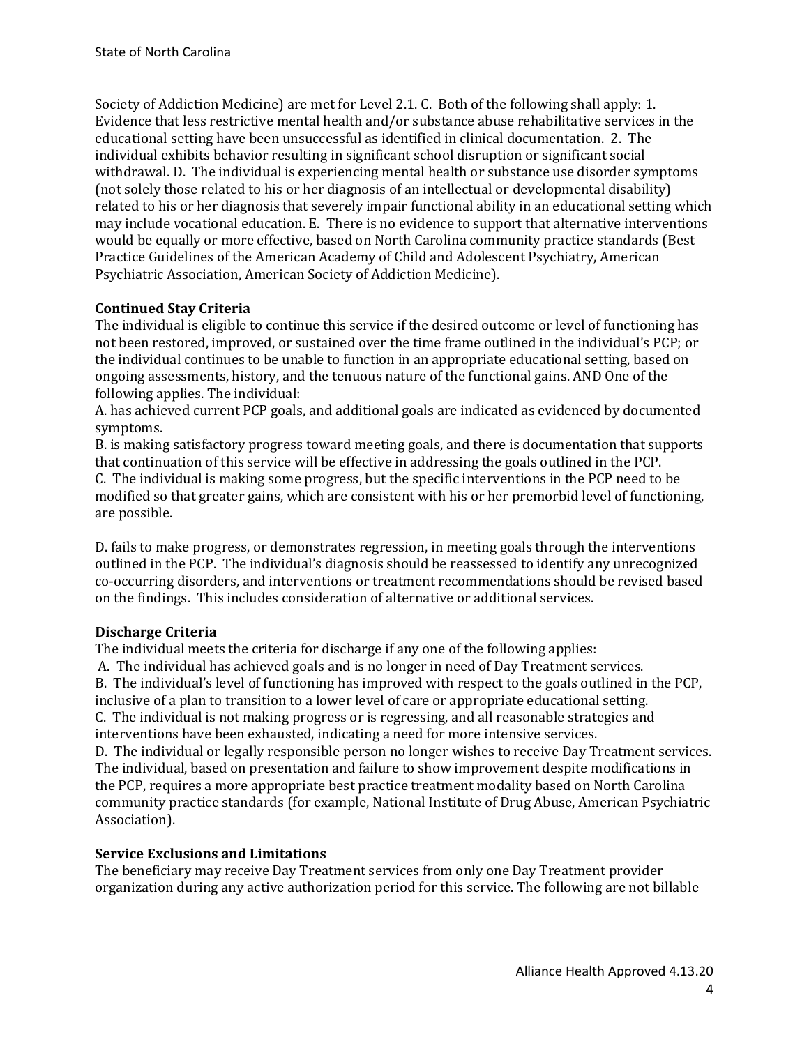Society of Addiction Medicine) are met for Level 2.1. C. Both of the following shall apply: 1. Evidence that less restrictive mental health and/or substance abuse rehabilitative services in the educational setting have been unsuccessful as identified in clinical documentation. 2. The individual exhibits behavior resulting in significant school disruption or significant social withdrawal. D. The individual is experiencing mental health or substance use disorder symptoms (not solely those related to his or her diagnosis of an intellectual or developmental disability) related to his or her diagnosis that severely impair functional ability in an educational setting which may include vocational education. E. There is no evidence to support that alternative interventions would be equally or more effective, based on North Carolina community practice standards (Best Practice Guidelines of the American Academy of Child and Adolescent Psychiatry, American Psychiatric Association, American Society of Addiction Medicine).

**Continued Stay Criteria**

The individual is eligible to continue this service if the desired outcome or level of functioning has not been restored, improved, or sustained over the time frame outlined in the individual's PCP; or the individual continues to be unable to function in an appropriate educational setting, based on ongoing assessments, history, and the tenuous nature of the functional gains. AND One of the following applies. The individual:

A. has achieved current PCP goals, and additional goals are indicated as evidenced by documented symptoms.

B. is making satisfactory progress toward meeting goals, and there is documentation that supports that continuation of this service will be effective in addressing the goals outlined in the PCP.

C. The individual is making some progress, but the specific interventions in the PCP need to be modified so that greater gains, which are consistent with his or her premorbid level of functioning, are possible.

D. fails to make progress, or demonstrates regression, in meeting goals through the interventions outlined in the PCP. The individual's diagnosis should be reassessed to identify any unrecognized co-occurring disorders, and interventions or treatment recommendations should be revised based on the findings. This includes consideration of alternative or additional services.

**Discharge Criteria**

The individual meets the criteria for discharge if any one of the following applies:

A. The individual has achieved goals and is no longer in need of Day Treatment services.

B. The individual's level of functioning has improved with respect to the goals outlined in the PCP, inclusive of a plan to transition to a lower level of care or appropriate educational setting.

C. The individual is not making progress or is regressing, and all reasonable strategies and interventions have been exhausted, indicating a need for more intensive services.

D. The individual or legally responsible person no longer wishes to receive Day Treatment services. The individual, based on presentation and failure to show improvement despite modifications in the PCP, requires a more appropriate best practice treatment modality based on North Carolina community practice standards (for example, National Institute of Drug Abuse, American Psychiatric Association).

**Service Exclusions and Limitations**

The beneficiary may receive Day Treatment services from only one Day Treatment provider organization during any active authorization period for this service. The following are not billable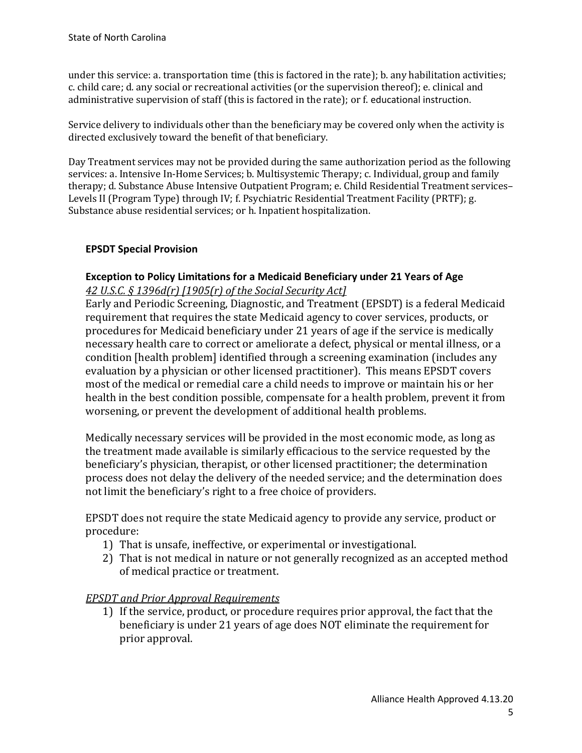under this service: a. transportation time (this is factored in the rate); b. any habilitation activities; c. child care; d. any social or recreational activities (or the supervision thereof); e. clinical and administrative supervision of staff (this is factored in the rate); or f. educational instruction.

Service delivery to individuals other than the beneficiary may be covered only when the activity is directed exclusively toward the benefit of that beneficiary.

Day Treatment services may not be provided during the same authorization period as the following services: a. Intensive In-Home Services; b. Multisystemic Therapy; c. Individual, group and family therapy; d. Substance Abuse Intensive Outpatient Program; e. Child Residential Treatment services–Levels II (Program Type) through IV; f. Psychiatric Residential Treatment Facility (PRTF); g. Substance abuse residential services; or h. Inpatient hospitalization.

**EPSDT Special Provision**

**Exception to Policy Limitations for a Medicaid Beneficiary under 21 Years of Age**
*42 U.S.C. § 1396d(r) [1905(r) of the Social Security Act]*
Early and Periodic Screening, Diagnostic, and Treatment (EPSDT) is a federal Medicaid requirement that requires the state Medicaid agency to cover services, products, or procedures for Medicaid beneficiary under 21 years of age if the service is medically necessary health care to correct or ameliorate a defect, physical or mental illness, or a condition [health problem] identified through a screening examination (includes any evaluation by a physician or other licensed practitioner). This means EPSDT covers most of the medical or remedial care a child needs to improve or maintain his or her health in the best condition possible, compensate for a health problem, prevent it from worsening, or prevent the development of additional health problems.

Medically necessary services will be provided in the most economic mode, as long as the treatment made available is similarly efficacious to the service requested by the beneficiary's physician, therapist, or other licensed practitioner; the determination process does not delay the delivery of the needed service; and the determination does not limit the beneficiary's right to a free choice of providers.

EPSDT does not require the state Medicaid agency to provide any service, product or procedure:

1) That is unsafe, ineffective, or experimental or investigational.
2) That is not medical in nature or not generally recognized as an accepted method of medical practice or treatment.

*EPSDT and Prior Approval Requirements*

1) If the service, product, or procedure requires prior approval, the fact that the beneficiary is under 21 years of age does NOT eliminate the requirement for prior approval.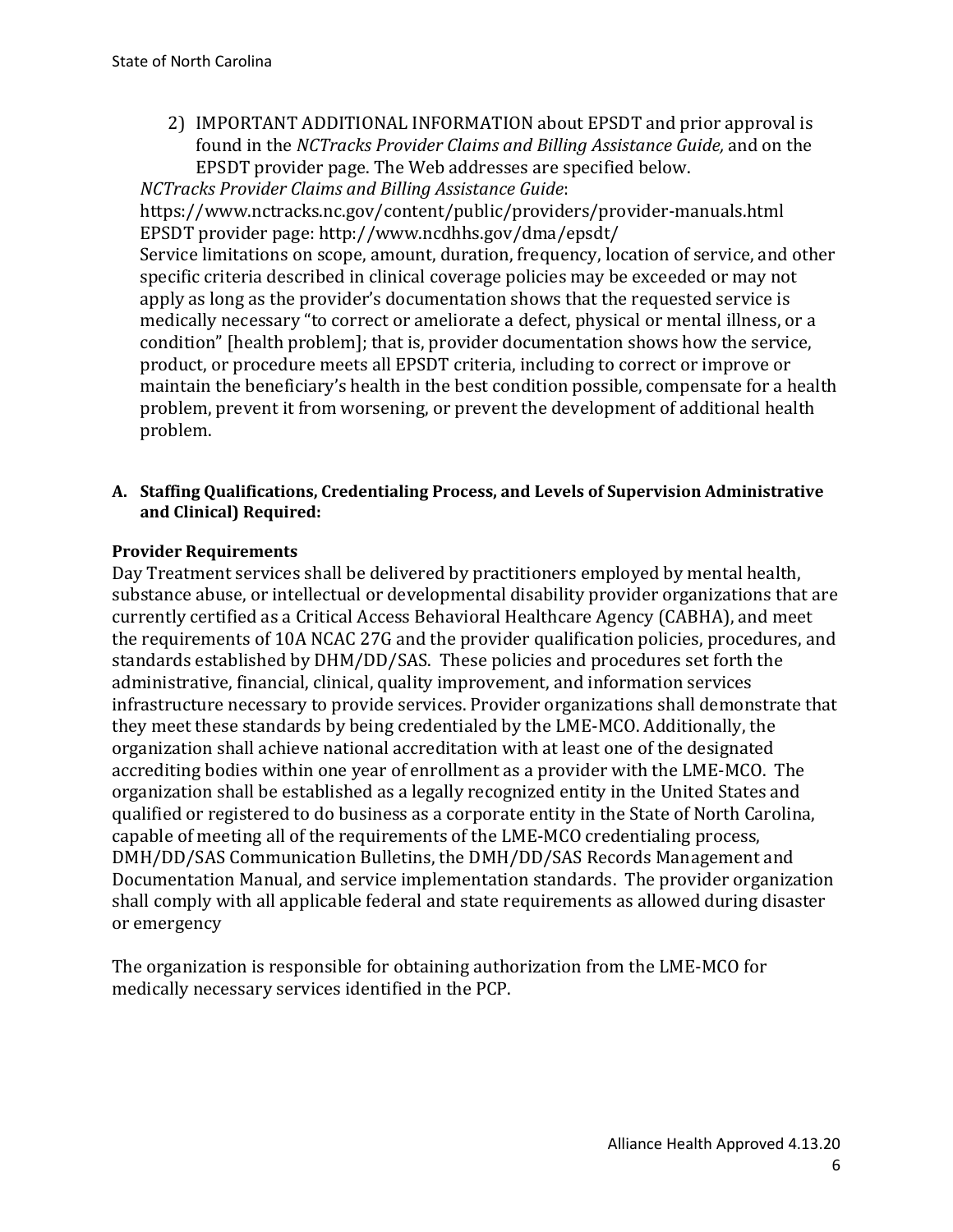2) IMPORTANT ADDITIONAL INFORMATION about EPSDT and prior approval is found in the *NCTracks Provider Claims and Billing Assistance Guide,* and on the EPSDT provider page. The Web addresses are specified below.

*NCTracks Provider Claims and Billing Assistance Guide*:
https://www.nctracks.nc.gov/content/public/providers/provider-manuals.html
EPSDT provider page: http://www.ncdhhs.gov/dma/epsdt/
Service limitations on scope, amount, duration, frequency, location of service, and other specific criteria described in clinical coverage policies may be exceeded or may not apply as long as the provider's documentation shows that the requested service is medically necessary "to correct or ameliorate a defect, physical or mental illness, or a condition" [health problem]; that is, provider documentation shows how the service, product, or procedure meets all EPSDT criteria, including to correct or improve or maintain the beneficiary's health in the best condition possible, compensate for a health problem, prevent it from worsening, or prevent the development of additional health problem.

### A. Staffing Qualifications, Credentialing Process, and Levels of Supervision Administrative and Clinical) Required:

**Provider Requirements**

Day Treatment services shall be delivered by practitioners employed by mental health, substance abuse, or intellectual or developmental disability provider organizations that are currently certified as a Critical Access Behavioral Healthcare Agency (CABHA), and meet the requirements of 10A NCAC 27G and the provider qualification policies, procedures, and standards established by DHM/DD/SAS. These policies and procedures set forth the administrative, financial, clinical, quality improvement, and information services infrastructure necessary to provide services. Provider organizations shall demonstrate that they meet these standards by being credentialed by the LME-MCO. Additionally, the organization shall achieve national accreditation with at least one of the designated accrediting bodies within one year of enrollment as a provider with the LME-MCO. The organization shall be established as a legally recognized entity in the United States and qualified or registered to do business as a corporate entity in the State of North Carolina, capable of meeting all of the requirements of the LME-MCO credentialing process, DMH/DD/SAS Communication Bulletins, the DMH/DD/SAS Records Management and Documentation Manual, and service implementation standards. The provider organization shall comply with all applicable federal and state requirements as allowed during disaster or emergency

The organization is responsible for obtaining authorization from the LME-MCO for medically necessary services identified in the PCP.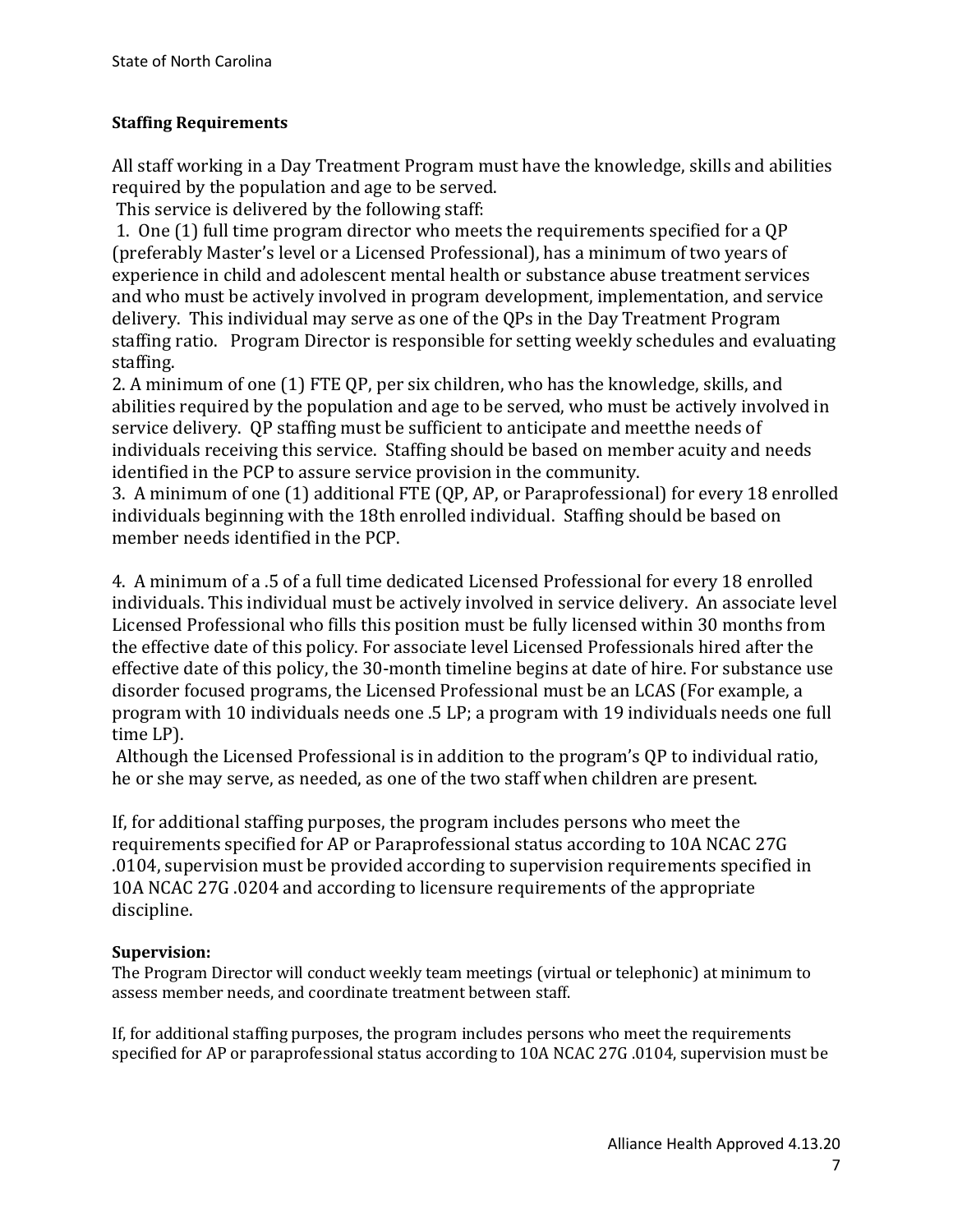**Staffing Requirements**

All staff working in a Day Treatment Program must have the knowledge, skills and abilities required by the population and age to be served.

This service is delivered by the following staff:

1. One (1) full time program director who meets the requirements specified for a QP (preferably Master's level or a Licensed Professional), has a minimum of two years of experience in child and adolescent mental health or substance abuse treatment services and who must be actively involved in program development, implementation, and service delivery. This individual may serve as one of the QPs in the Day Treatment Program staffing ratio. Program Director is responsible for setting weekly schedules and evaluating staffing.
2. A minimum of one (1) FTE QP, per six children, who has the knowledge, skills, and abilities required by the population and age to be served, who must be actively involved in service delivery. QP staffing must be sufficient to anticipate and meetthe needs of individuals receiving this service. Staffing should be based on member acuity and needs identified in the PCP to assure service provision in the community.
3. A minimum of one (1) additional FTE (QP, AP, or Paraprofessional) for every 18 enrolled individuals beginning with the 18th enrolled individual. Staffing should be based on member needs identified in the PCP.

4. A minimum of a .5 of a full time dedicated Licensed Professional for every 18 enrolled individuals. This individual must be actively involved in service delivery. An associate level Licensed Professional who fills this position must be fully licensed within 30 months from the effective date of this policy. For associate level Licensed Professionals hired after the effective date of this policy, the 30-month timeline begins at date of hire. For substance use disorder focused programs, the Licensed Professional must be an LCAS (For example, a program with 10 individuals needs one .5 LP; a program with 19 individuals needs one full time LP).

Although the Licensed Professional is in addition to the program's QP to individual ratio, he or she may serve, as needed, as one of the two staff when children are present.

If, for additional staffing purposes, the program includes persons who meet the requirements specified for AP or Paraprofessional status according to 10A NCAC 27G .0104, supervision must be provided according to supervision requirements specified in 10A NCAC 27G .0204 and according to licensure requirements of the appropriate discipline.

**Supervision:**

The Program Director will conduct weekly team meetings (virtual or telephonic) at minimum to assess member needs, and coordinate treatment between staff.

If, for additional staffing purposes, the program includes persons who meet the requirements specified for AP or paraprofessional status according to 10A NCAC 27G .0104, supervision must be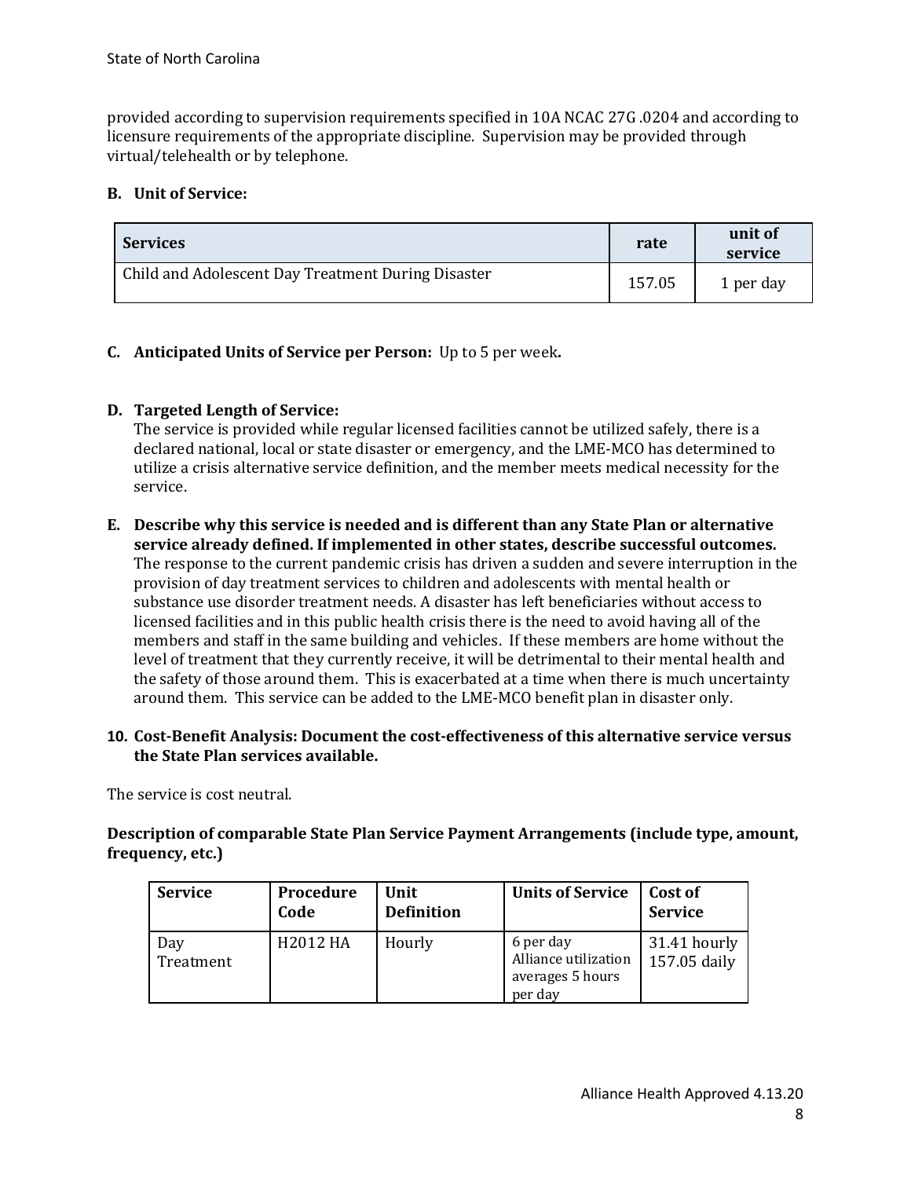provided according to supervision requirements specified in 10A NCAC 27G .0204 and according to licensure requirements of the appropriate discipline. Supervision may be provided through virtual/telehealth or by telephone.

**B. Unit of Service:**

| Services | rate | unit of service |
|---|---|---|
| Child and Adolescent Day Treatment During Disaster | 157.05 | 1 per day |

**C. Anticipated Units of Service per Person:** Up to 5 per week**.**

**D. Targeted Length of Service:**
The service is provided while regular licensed facilities cannot be utilized safely, there is a declared national, local or state disaster or emergency, and the LME-MCO has determined to utilize a crisis alternative service definition, and the member meets medical necessity for the service.

**E. Describe why this service is needed and is different than any State Plan or alternative service already defined. If implemented in other states, describe successful outcomes.**
The response to the current pandemic crisis has driven a sudden and severe interruption in the provision of day treatment services to children and adolescents with mental health or substance use disorder treatment needs. A disaster has left beneficiaries without access to licensed facilities and in this public health crisis there is the need to avoid having all of the members and staff in the same building and vehicles. If these members are home without the level of treatment that they currently receive, it will be detrimental to their mental health and the safety of those around them. This is exacerbated at a time when there is much uncertainty around them. This service can be added to the LME-MCO benefit plan in disaster only.

**10. Cost-Benefit Analysis: Document the cost-effectiveness of this alternative service versus the State Plan services available.**

The service is cost neutral.

**Description of comparable State Plan Service Payment Arrangements (include type, amount, frequency, etc.)**

| Service | Procedure Code | Unit Definition | Units of Service | Cost of Service |
|---|---|---|---|---|
| Day Treatment | H2012 HA | Hourly | 6 per day Alliance utilization averages 5 hours per day | 31.41 hourly 157.05 daily |

Alliance Health Approved 4.13.20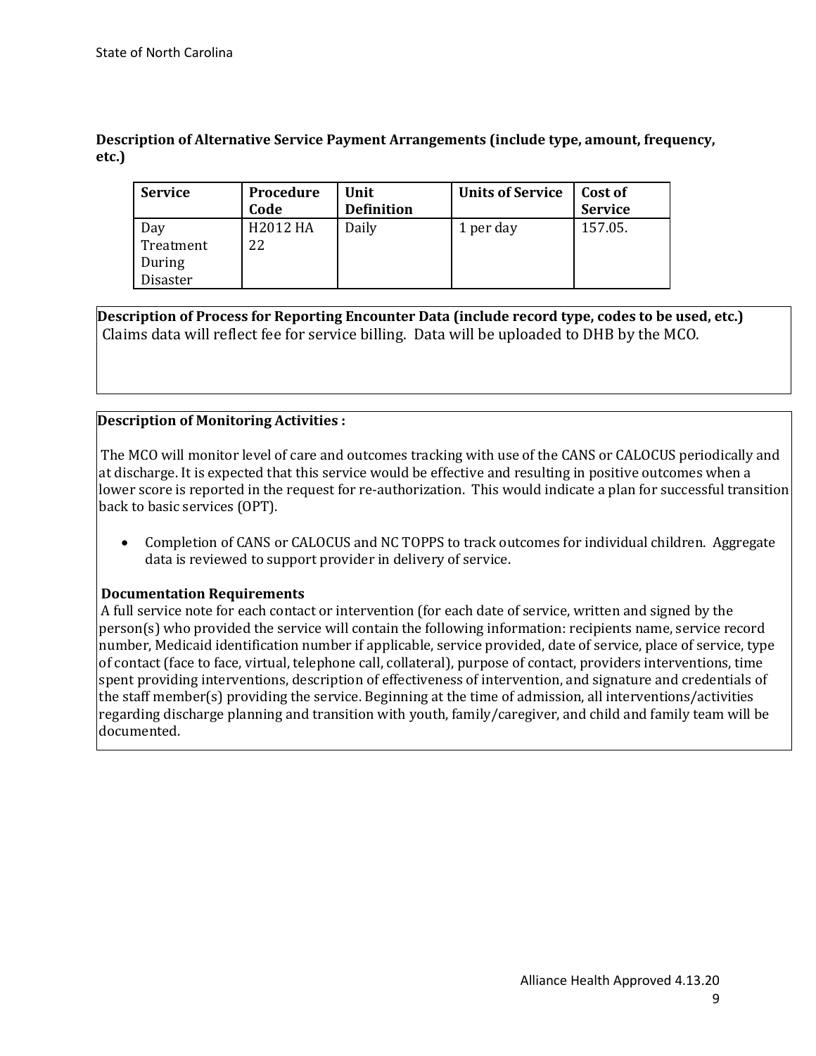**Description of Alternative Service Payment Arrangements (include type, amount, frequency, etc.)**

| Service | Procedure Code | Unit Definition | Units of Service | Cost of Service |
|---|---|---|---|---|
| Day Treatment During Disaster | H2012 HA 22 | Daily | 1 per day | 157.05. |

**Description of Process for Reporting Encounter Data (include record type, codes to be used, etc.)**

Claims data will reflect fee for service billing. Data will be uploaded to DHB by the MCO.

**Description of Monitoring Activities :**

The MCO will monitor level of care and outcomes tracking with use of the CANS or CALOCUS periodically and at discharge. It is expected that this service would be effective and resulting in positive outcomes when a lower score is reported in the request for re-authorization. This would indicate a plan for successful transition back to basic services (OPT).

- Completion of CANS or CALOCUS and NC TOPPS to track outcomes for individual children. Aggregate data is reviewed to support provider in delivery of service.

**Documentation Requirements**

A full service note for each contact or intervention (for each date of service, written and signed by the person(s) who provided the service will contain the following information: recipients name, service record number, Medicaid identification number if applicable, service provided, date of service, place of service, type of contact (face to face, virtual, telephone call, collateral), purpose of contact, providers interventions, time spent providing interventions, description of effectiveness of intervention, and signature and credentials of the staff member(s) providing the service. Beginning at the time of admission, all interventions/activities regarding discharge planning and transition with youth, family/caregiver, and child and family team will be documented.

Alliance Health Approved 4.13.20